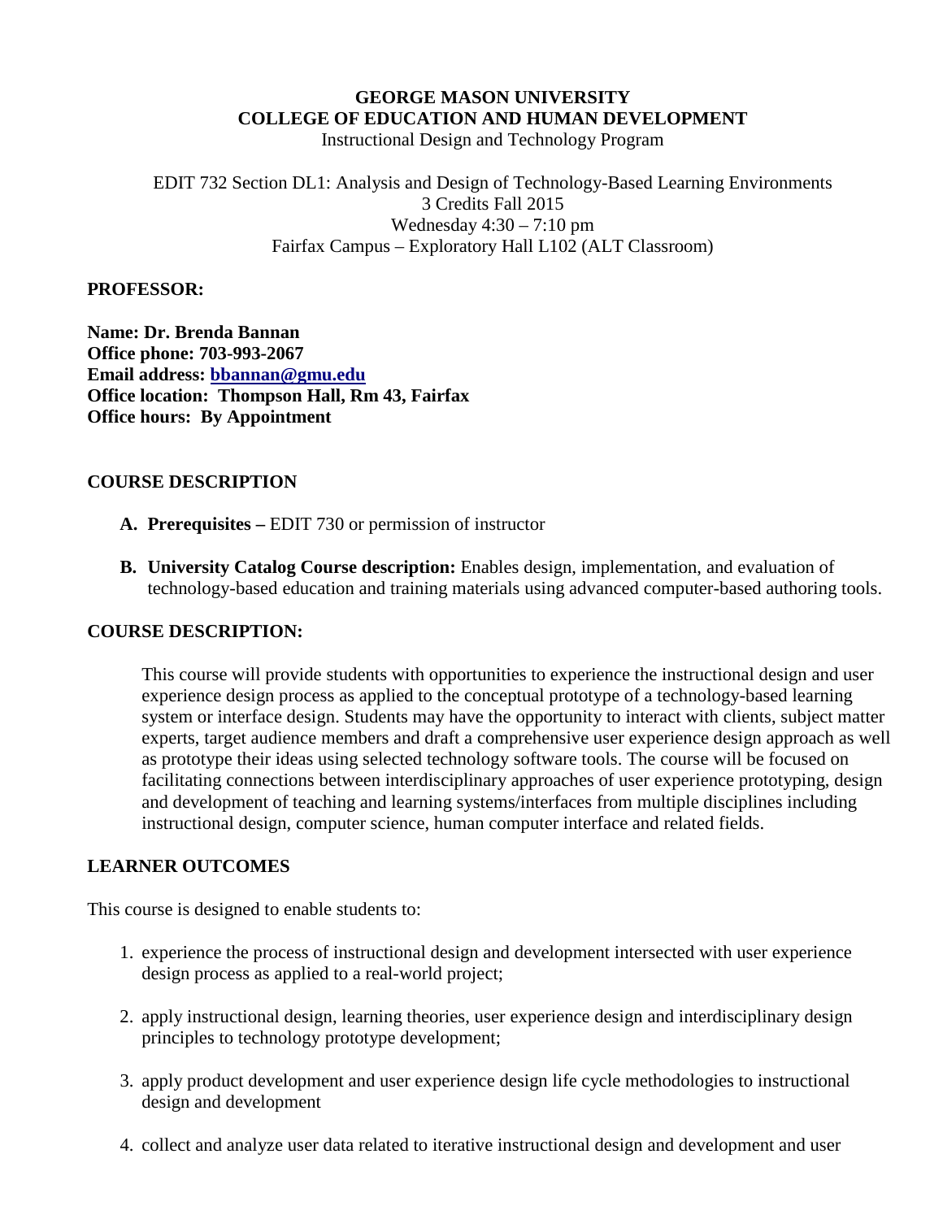**GEORGE MASON UNIVERSITY**
**COLLEGE OF EDUCATION AND HUMAN DEVELOPMENT**
Instructional Design and Technology Program

EDIT 732 Section DL1: Analysis and Design of Technology-Based Learning Environments
3 Credits Fall 2015
Wednesday 4:30 – 7:10 pm
Fairfax Campus – Exploratory Hall L102 (ALT Classroom)

## PROFESSOR:

**Name: Dr. Brenda Bannan**
**Office phone: 703-993-2067**
**Email address: bbannan@gmu.edu**
**Office location: Thompson Hall, Rm 43, Fairfax**
**Office hours: By Appointment**

## COURSE DESCRIPTION

A. **Prerequisites –** EDIT 730 or permission of instructor

B. **University Catalog Course description:** Enables design, implementation, and evaluation of technology-based education and training materials using advanced computer-based authoring tools.

## COURSE DESCRIPTION:

This course will provide students with opportunities to experience the instructional design and user experience design process as applied to the conceptual prototype of a technology-based learning system or interface design. Students may have the opportunity to interact with clients, subject matter experts, target audience members and draft a comprehensive user experience design approach as well as prototype their ideas using selected technology software tools. The course will be focused on facilitating connections between interdisciplinary approaches of user experience prototyping, design and development of teaching and learning systems/interfaces from multiple disciplines including instructional design, computer science, human computer interface and related fields.

## LEARNER OUTCOMES

This course is designed to enable students to:

1. experience the process of instructional design and development intersected with user experience design process as applied to a real-world project;

2. apply instructional design, learning theories, user experience design and interdisciplinary design principles to technology prototype development;

3. apply product development and user experience design life cycle methodologies to instructional design and development

4. collect and analyze user data related to iterative instructional design and development and user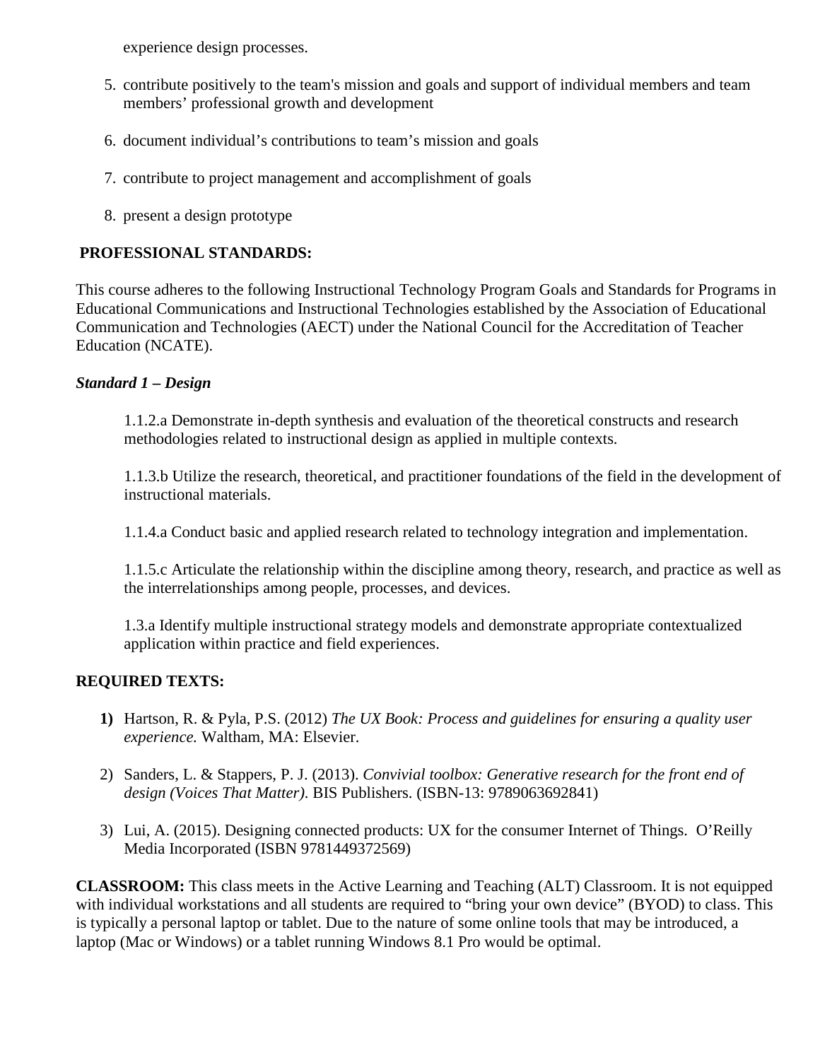experience design processes.

5. contribute positively to the team's mission and goals and support of individual members and team members' professional growth and development

6. document individual's contributions to team's mission and goals

7. contribute to project management and accomplishment of goals

8. present a design prototype

## PROFESSIONAL STANDARDS:

This course adheres to the following Instructional Technology Program Goals and Standards for Programs in Educational Communications and Instructional Technologies established by the Association of Educational Communication and Technologies (AECT) under the National Council for the Accreditation of Teacher Education (NCATE).

### *Standard 1 – Design*

1.1.2.a Demonstrate in-depth synthesis and evaluation of the theoretical constructs and research methodologies related to instructional design as applied in multiple contexts.

1.1.3.b Utilize the research, theoretical, and practitioner foundations of the field in the development of instructional materials.

1.1.4.a Conduct basic and applied research related to technology integration and implementation.

1.1.5.c Articulate the relationship within the discipline among theory, research, and practice as well as the interrelationships among people, processes, and devices.

1.3.a Identify multiple instructional strategy models and demonstrate appropriate contextualized application within practice and field experiences.

## REQUIRED TEXTS:

1) Hartson, R. & Pyla, P.S. (2012) *The UX Book: Process and guidelines for ensuring a quality user experience.* Waltham, MA: Elsevier.

2) Sanders, L. & Stappers, P. J. (2013). *Convivial toolbox: Generative research for the front end of design (Voices That Matter)*. BIS Publishers. (ISBN-13: 9789063692841)

3) Lui, A. (2015). Designing connected products: UX for the consumer Internet of Things. O'Reilly Media Incorporated (ISBN 9781449372569)

**CLASSROOM:** This class meets in the Active Learning and Teaching (ALT) Classroom. It is not equipped with individual workstations and all students are required to "bring your own device" (BYOD) to class. This is typically a personal laptop or tablet. Due to the nature of some online tools that may be introduced, a laptop (Mac or Windows) or a tablet running Windows 8.1 Pro would be optimal.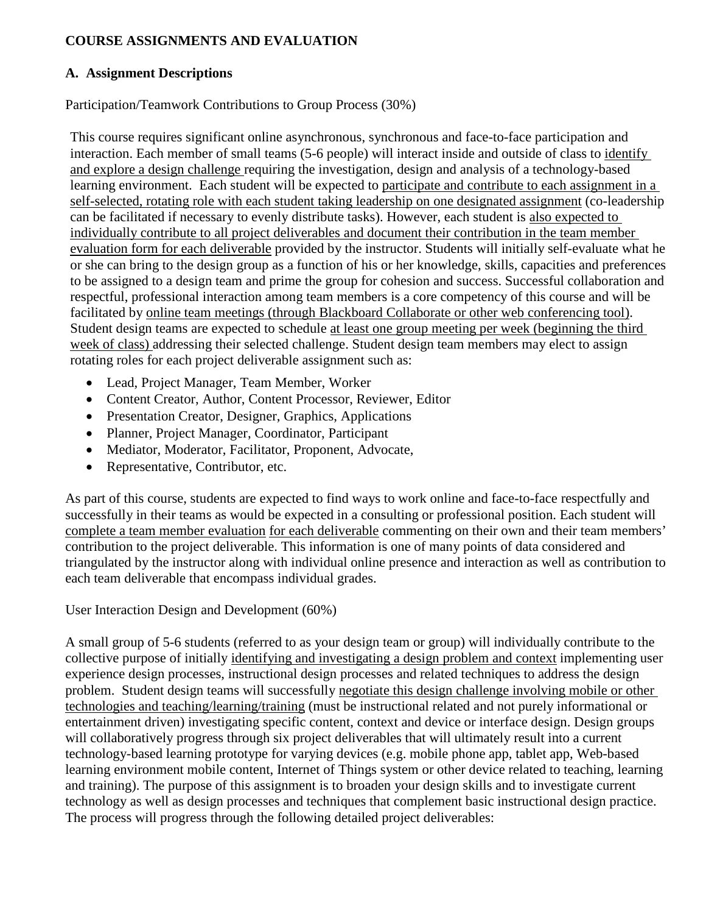**COURSE ASSIGNMENTS AND EVALUATION**

**A. Assignment Descriptions**

Participation/Teamwork Contributions to Group Process (30%)

This course requires significant online asynchronous, synchronous and face-to-face participation and interaction. Each member of small teams (5-6 people) will interact inside and outside of class to identify and explore a design challenge requiring the investigation, design and analysis of a technology-based learning environment. Each student will be expected to participate and contribute to each assignment in a self-selected, rotating role with each student taking leadership on one designated assignment (co-leadership can be facilitated if necessary to evenly distribute tasks). However, each student is also expected to individually contribute to all project deliverables and document their contribution in the team member evaluation form for each deliverable provided by the instructor. Students will initially self-evaluate what he or she can bring to the design group as a function of his or her knowledge, skills, capacities and preferences to be assigned to a design team and prime the group for cohesion and success. Successful collaboration and respectful, professional interaction among team members is a core competency of this course and will be facilitated by online team meetings (through Blackboard Collaborate or other web conferencing tool). Student design teams are expected to schedule at least one group meeting per week (beginning the third week of class) addressing their selected challenge. Student design team members may elect to assign rotating roles for each project deliverable assignment such as:

- Lead, Project Manager, Team Member, Worker
- Content Creator, Author, Content Processor, Reviewer, Editor
- Presentation Creator, Designer, Graphics, Applications
- Planner, Project Manager, Coordinator, Participant
- Mediator, Moderator, Facilitator, Proponent, Advocate,
- Representative, Contributor, etc.

As part of this course, students are expected to find ways to work online and face-to-face respectfully and successfully in their teams as would be expected in a consulting or professional position. Each student will complete a team member evaluation for each deliverable commenting on their own and their team members' contribution to the project deliverable. This information is one of many points of data considered and triangulated by the instructor along with individual online presence and interaction as well as contribution to each team deliverable that encompass individual grades.

User Interaction Design and Development (60%)

A small group of 5-6 students (referred to as your design team or group) will individually contribute to the collective purpose of initially identifying and investigating a design problem and context implementing user experience design processes, instructional design processes and related techniques to address the design problem. Student design teams will successfully negotiate this design challenge involving mobile or other technologies and teaching/learning/training (must be instructional related and not purely informational or entertainment driven) investigating specific content, context and device or interface design. Design groups will collaboratively progress through six project deliverables that will ultimately result into a current technology-based learning prototype for varying devices (e.g. mobile phone app, tablet app, Web-based learning environment mobile content, Internet of Things system or other device related to teaching, learning and training). The purpose of this assignment is to broaden your design skills and to investigate current technology as well as design processes and techniques that complement basic instructional design practice. The process will progress through the following detailed project deliverables: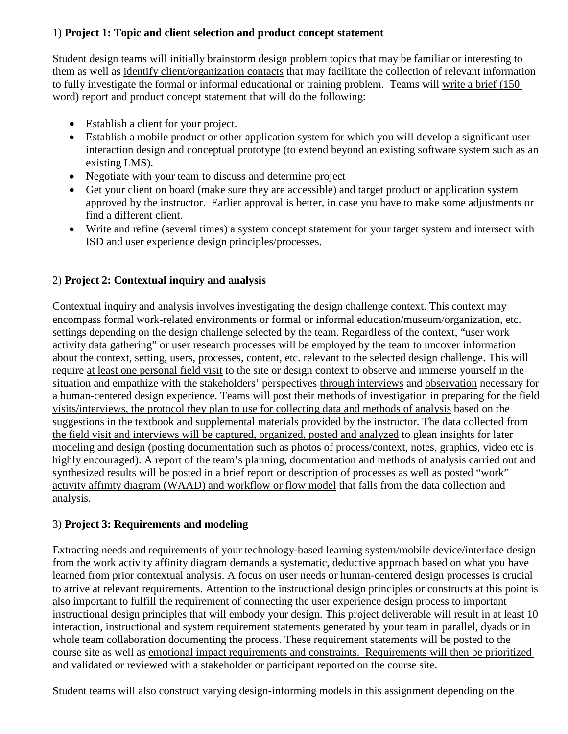1) **Project 1: Topic and client selection and product concept statement**

Student design teams will initially brainstorm design problem topics that may be familiar or interesting to them as well as identify client/organization contacts that may facilitate the collection of relevant information to fully investigate the formal or informal educational or training problem. Teams will write a brief (150 word) report and product concept statement that will do the following:

- Establish a client for your project.
- Establish a mobile product or other application system for which you will develop a significant user interaction design and conceptual prototype (to extend beyond an existing software system such as an existing LMS).
- Negotiate with your team to discuss and determine project
- Get your client on board (make sure they are accessible) and target product or application system approved by the instructor. Earlier approval is better, in case you have to make some adjustments or find a different client.
- Write and refine (several times) a system concept statement for your target system and intersect with ISD and user experience design principles/processes.

2) **Project 2: Contextual inquiry and analysis**

Contextual inquiry and analysis involves investigating the design challenge context. This context may encompass formal work-related environments or formal or informal education/museum/organization, etc. settings depending on the design challenge selected by the team. Regardless of the context, "user work activity data gathering" or user research processes will be employed by the team to uncover information about the context, setting, users, processes, content, etc. relevant to the selected design challenge. This will require at least one personal field visit to the site or design context to observe and immerse yourself in the situation and empathize with the stakeholders' perspectives through interviews and observation necessary for a human-centered design experience. Teams will post their methods of investigation in preparing for the field visits/interviews, the protocol they plan to use for collecting data and methods of analysis based on the suggestions in the textbook and supplemental materials provided by the instructor. The data collected from the field visit and interviews will be captured, organized, posted and analyzed to glean insights for later modeling and design (posting documentation such as photos of process/context, notes, graphics, video etc is highly encouraged). A report of the team's planning, documentation and methods of analysis carried out and synthesized results will be posted in a brief report or description of processes as well as posted "work" activity affinity diagram (WAAD) and workflow or flow model that falls from the data collection and analysis.

3) **Project 3: Requirements and modeling**

Extracting needs and requirements of your technology-based learning system/mobile device/interface design from the work activity affinity diagram demands a systematic, deductive approach based on what you have learned from prior contextual analysis. A focus on user needs or human-centered design processes is crucial to arrive at relevant requirements. Attention to the instructional design principles or constructs at this point is also important to fulfill the requirement of connecting the user experience design process to important instructional design principles that will embody your design. This project deliverable will result in at least 10 interaction, instructional and system requirement statements generated by your team in parallel, dyads or in whole team collaboration documenting the process. These requirement statements will be posted to the course site as well as emotional impact requirements and constraints. Requirements will then be prioritized and validated or reviewed with a stakeholder or participant reported on the course site.

Student teams will also construct varying design-informing models in this assignment depending on the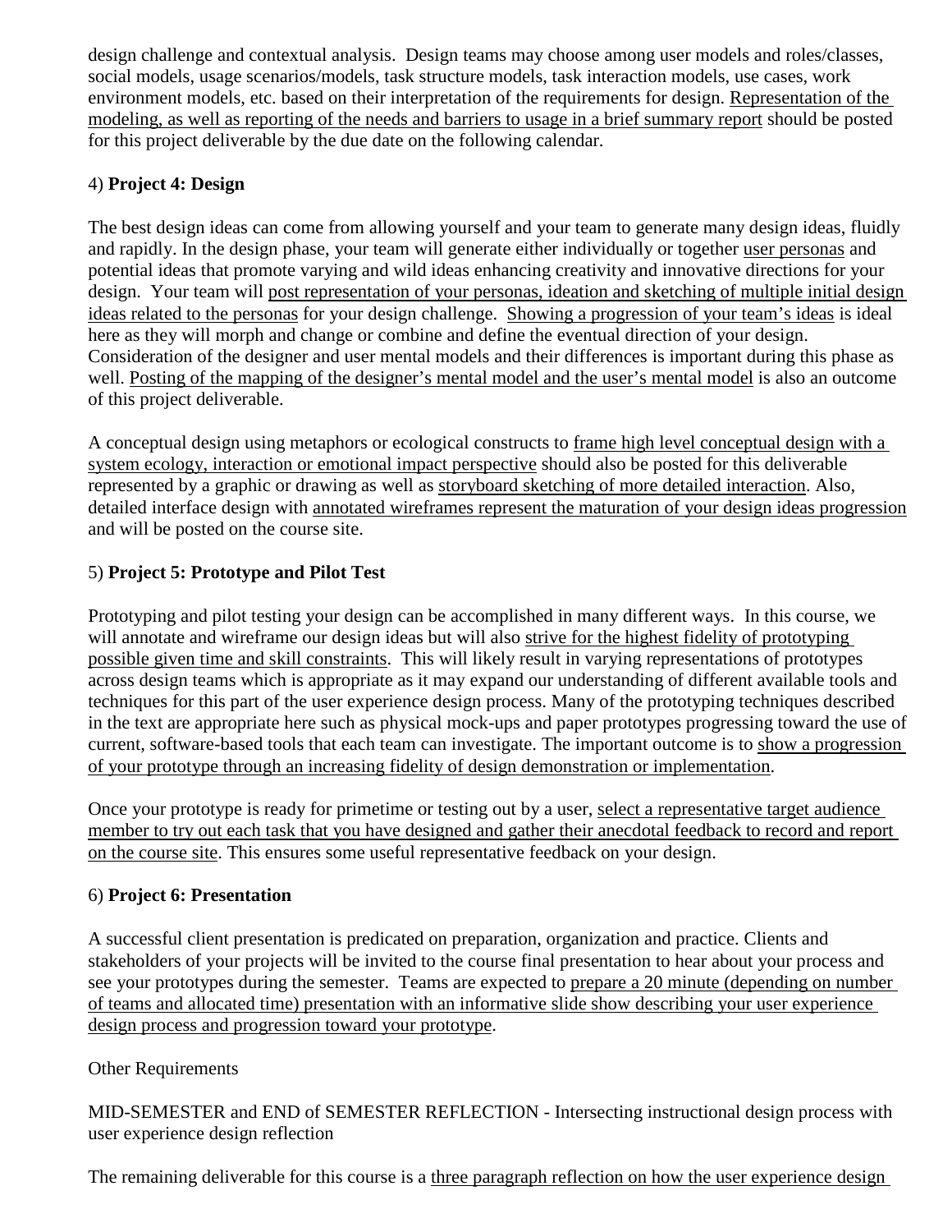design challenge and contextual analysis. Design teams may choose among user models and roles/classes, social models, usage scenarios/models, task structure models, task interaction models, use cases, work environment models, etc. based on their interpretation of the requirements for design. Representation of the modeling, as well as reporting of the needs and barriers to usage in a brief summary report should be posted for this project deliverable by the due date on the following calendar.

4) **Project 4: Design**

The best design ideas can come from allowing yourself and your team to generate many design ideas, fluidly and rapidly. In the design phase, your team will generate either individually or together user personas and potential ideas that promote varying and wild ideas enhancing creativity and innovative directions for your design. Your team will post representation of your personas, ideation and sketching of multiple initial design ideas related to the personas for your design challenge. Showing a progression of your team's ideas is ideal here as they will morph and change or combine and define the eventual direction of your design. Consideration of the designer and user mental models and their differences is important during this phase as well. Posting of the mapping of the designer's mental model and the user's mental model is also an outcome of this project deliverable.

A conceptual design using metaphors or ecological constructs to frame high level conceptual design with a system ecology, interaction or emotional impact perspective should also be posted for this deliverable represented by a graphic or drawing as well as storyboard sketching of more detailed interaction. Also, detailed interface design with annotated wireframes represent the maturation of your design ideas progression and will be posted on the course site.

5) **Project 5: Prototype and Pilot Test**

Prototyping and pilot testing your design can be accomplished in many different ways. In this course, we will annotate and wireframe our design ideas but will also strive for the highest fidelity of prototyping possible given time and skill constraints. This will likely result in varying representations of prototypes across design teams which is appropriate as it may expand our understanding of different available tools and techniques for this part of the user experience design process. Many of the prototyping techniques described in the text are appropriate here such as physical mock-ups and paper prototypes progressing toward the use of current, software-based tools that each team can investigate. The important outcome is to show a progression of your prototype through an increasing fidelity of design demonstration or implementation.

Once your prototype is ready for primetime or testing out by a user, select a representative target audience member to try out each task that you have designed and gather their anecdotal feedback to record and report on the course site. This ensures some useful representative feedback on your design.

6) **Project 6: Presentation**

A successful client presentation is predicated on preparation, organization and practice. Clients and stakeholders of your projects will be invited to the course final presentation to hear about your process and see your prototypes during the semester. Teams are expected to prepare a 20 minute (depending on number of teams and allocated time) presentation with an informative slide show describing your user experience design process and progression toward your prototype.

Other Requirements

MID-SEMESTER and END of SEMESTER REFLECTION - Intersecting instructional design process with user experience design reflection

The remaining deliverable for this course is a three paragraph reflection on how the user experience design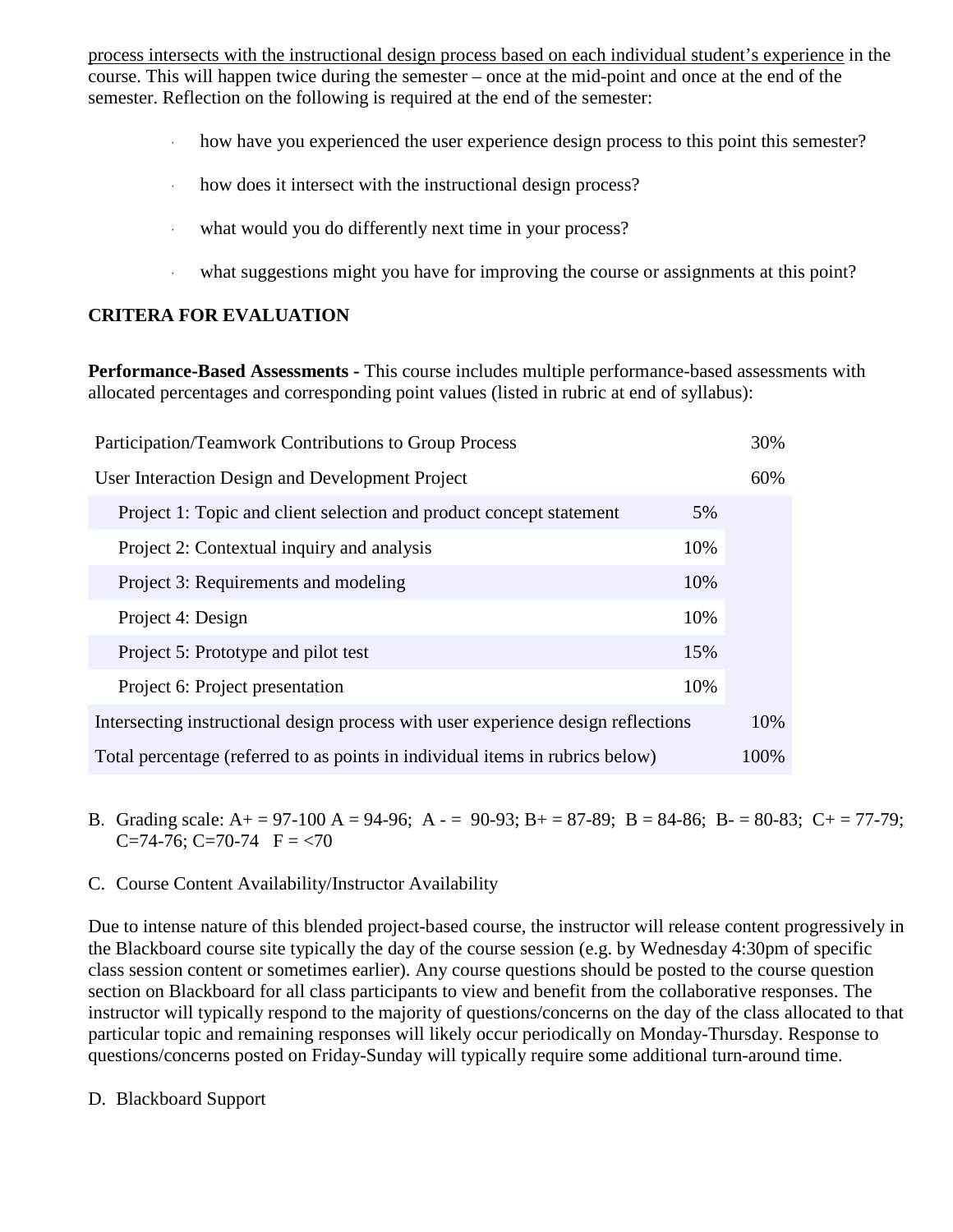process intersects with the instructional design process based on each individual student's experience in the course. This will happen twice during the semester – once at the mid-point and once at the end of the semester. Reflection on the following is required at the end of the semester:

- how have you experienced the user experience design process to this point this semester?
- how does it intersect with the instructional design process?
- what would you do differently next time in your process?
- what suggestions might you have for improving the course or assignments at this point?

**CRITERA FOR EVALUATION**

**Performance-Based Assessments -** This course includes multiple performance-based assessments with allocated percentages and corresponding point values (listed in rubric at end of syllabus):

| | | |
|---|---|---|
| Participation/Teamwork Contributions to Group Process | | 30% |
| User Interaction Design and Development Project | | 60% |
| Project 1: Topic and client selection and product concept statement | 5% | |
| Project 2: Contextual inquiry and analysis | 10% | |
| Project 3: Requirements and modeling | 10% | |
| Project 4: Design | 10% | |
| Project 5: Prototype and pilot test | 15% | |
| Project 6: Project presentation | 10% | |
| Intersecting instructional design process with user experience design reflections | | 10% |
| Total percentage (referred to as points in individual items in rubrics below) | | 100% |

B. Grading scale: A+ = 97-100 A = 94-96; A - = 90-93; B+ = 87-89; B = 84-86; B- = 80-83; C+ = 77-79; C=74-76; C=70-74 F = <70

C. Course Content Availability/Instructor Availability

Due to intense nature of this blended project-based course, the instructor will release content progressively in the Blackboard course site typically the day of the course session (e.g. by Wednesday 4:30pm of specific class session content or sometimes earlier). Any course questions should be posted to the course question section on Blackboard for all class participants to view and benefit from the collaborative responses. The instructor will typically respond to the majority of questions/concerns on the day of the class allocated to that particular topic and remaining responses will likely occur periodically on Monday-Thursday. Response to questions/concerns posted on Friday-Sunday will typically require some additional turn-around time.

D. Blackboard Support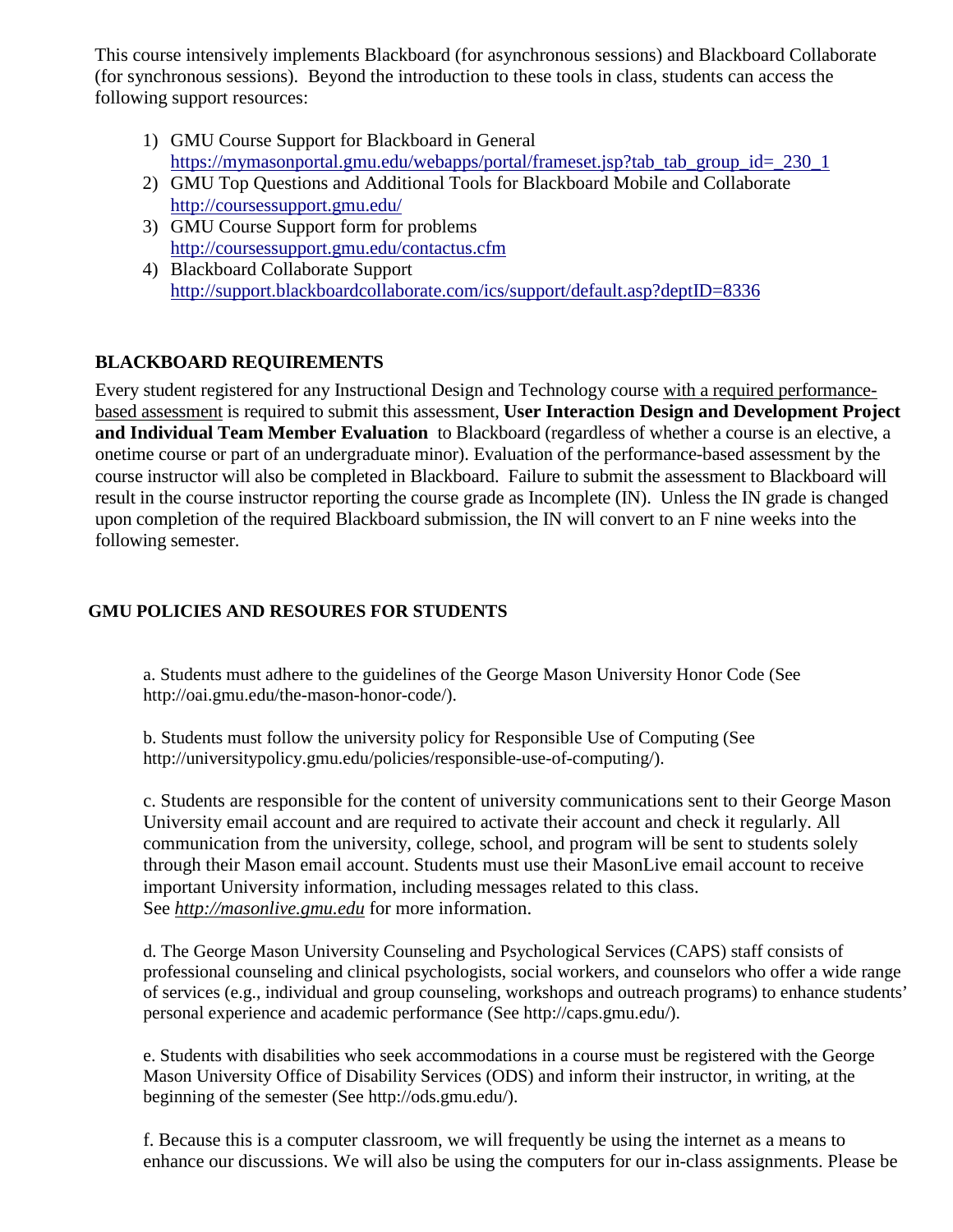This course intensively implements Blackboard (for asynchronous sessions) and Blackboard Collaborate (for synchronous sessions). Beyond the introduction to these tools in class, students can access the following support resources:

1) GMU Course Support for Blackboard in General
   https://mymasonportal.gmu.edu/webapps/portal/frameset.jsp?tab_tab_group_id=_230_1
2) GMU Top Questions and Additional Tools for Blackboard Mobile and Collaborate
   http://coursessupport.gmu.edu/
3) GMU Course Support form for problems
   http://coursessupport.gmu.edu/contactus.cfm
4) Blackboard Collaborate Support
   http://support.blackboardcollaborate.com/ics/support/default.asp?deptID=8336

## BLACKBOARD REQUIREMENTS

Every student registered for any Instructional Design and Technology course with a required performance-based assessment is required to submit this assessment, **User Interaction Design and Development Project and Individual Team Member Evaluation** to Blackboard (regardless of whether a course is an elective, a onetime course or part of an undergraduate minor). Evaluation of the performance-based assessment by the course instructor will also be completed in Blackboard. Failure to submit the assessment to Blackboard will result in the course instructor reporting the course grade as Incomplete (IN). Unless the IN grade is changed upon completion of the required Blackboard submission, the IN will convert to an F nine weeks into the following semester.

## GMU POLICIES AND RESOURES FOR STUDENTS

a. Students must adhere to the guidelines of the George Mason University Honor Code (See http://oai.gmu.edu/the-mason-honor-code/).

b. Students must follow the university policy for Responsible Use of Computing (See http://universitypolicy.gmu.edu/policies/responsible-use-of-computing/).

c. Students are responsible for the content of university communications sent to their George Mason University email account and are required to activate their account and check it regularly. All communication from the university, college, school, and program will be sent to students solely through their Mason email account. Students must use their MasonLive email account to receive important University information, including messages related to this class. See *http://masonlive.gmu.edu* for more information.

d. The George Mason University Counseling and Psychological Services (CAPS) staff consists of professional counseling and clinical psychologists, social workers, and counselors who offer a wide range of services (e.g., individual and group counseling, workshops and outreach programs) to enhance students' personal experience and academic performance (See http://caps.gmu.edu/).

e. Students with disabilities who seek accommodations in a course must be registered with the George Mason University Office of Disability Services (ODS) and inform their instructor, in writing, at the beginning of the semester (See http://ods.gmu.edu/).

f. Because this is a computer classroom, we will frequently be using the internet as a means to enhance our discussions. We will also be using the computers for our in-class assignments. Please be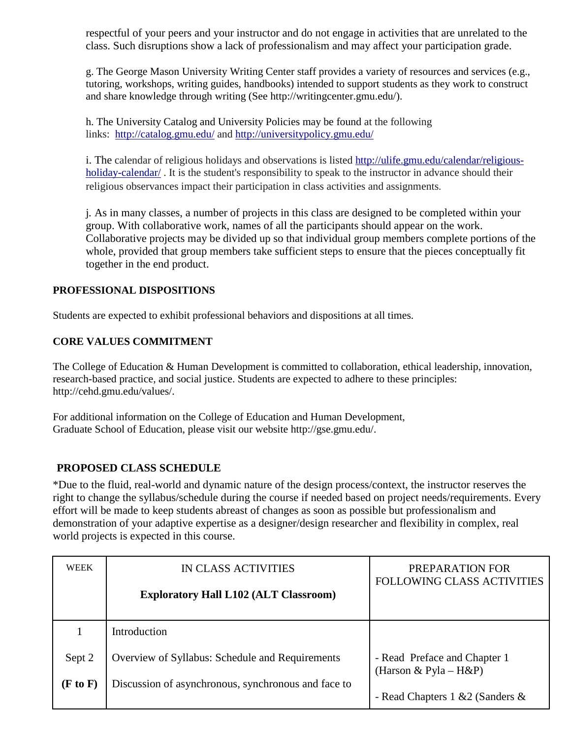respectful of your peers and your instructor and do not engage in activities that are unrelated to the class. Such disruptions show a lack of professionalism and may affect your participation grade.

g. The George Mason University Writing Center staff provides a variety of resources and services (e.g., tutoring, workshops, writing guides, handbooks) intended to support students as they work to construct and share knowledge through writing (See http://writingcenter.gmu.edu/).

h. The University Catalog and University Policies may be found at the following links: http://catalog.gmu.edu/ and http://universitypolicy.gmu.edu/

i. The calendar of religious holidays and observations is listed http://ulife.gmu.edu/calendar/religious-holiday-calendar/ . It is the student's responsibility to speak to the instructor in advance should their religious observances impact their participation in class activities and assignments.

j. As in many classes, a number of projects in this class are designed to be completed within your group. With collaborative work, names of all the participants should appear on the work. Collaborative projects may be divided up so that individual group members complete portions of the whole, provided that group members take sufficient steps to ensure that the pieces conceptually fit together in the end product.

**PROFESSIONAL DISPOSITIONS**

Students are expected to exhibit professional behaviors and dispositions at all times.

**CORE VALUES COMMITMENT**

The College of Education & Human Development is committed to collaboration, ethical leadership, innovation, research-based practice, and social justice. Students are expected to adhere to these principles: http://cehd.gmu.edu/values/.

For additional information on the College of Education and Human Development, Graduate School of Education, please visit our website http://gse.gmu.edu/.

**PROPOSED CLASS SCHEDULE**

*Due to the fluid, real-world and dynamic nature of the design process/context, the instructor reserves the right to change the syllabus/schedule during the course if needed based on project needs/requirements. Every effort will be made to keep students abreast of changes as soon as possible but professionalism and demonstration of your adaptive expertise as a designer/design researcher and flexibility in complex, real world projects is expected in this course.

| WEEK | IN CLASS ACTIVITIES<br><br>**Exploratory Hall L102 (ALT Classroom)** | PREPARATION FOR FOLLOWING CLASS ACTIVITIES |
|---|---|---|
| 1<br><br>Sept 2<br><br>**(F to F)** | Introduction<br><br>Overview of Syllabus: Schedule and Requirements<br><br>Discussion of asynchronous, synchronous and face to | - Read Preface and Chapter 1 (Harson & Pyla – H&P)<br><br>- Read Chapters 1 &2 (Sanders & |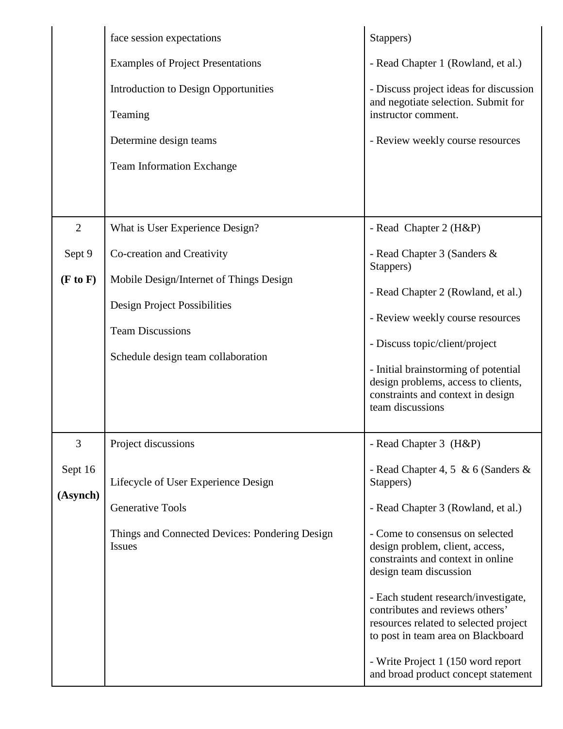| | | |
|---|---|---|
| | face session expectations<br><br>Examples of Project Presentations<br><br>Introduction to Design Opportunities<br><br>Teaming<br><br>Determine design teams<br><br>Team Information Exchange | Stappers)<br><br>- Read Chapter 1 (Rowland, et al.)<br><br>- Discuss project ideas for discussion and negotiate selection. Submit for instructor comment.<br><br>- Review weekly course resources |
| 2<br><br>Sept 9<br><br>**(F to F)** | What is User Experience Design?<br><br>Co-creation and Creativity<br><br>Mobile Design/Internet of Things Design<br><br>Design Project Possibilities<br><br>Team Discussions<br><br>Schedule design team collaboration | - Read Chapter 2 (H&P)<br><br>- Read Chapter 3 (Sanders & Stappers)<br><br>- Read Chapter 2 (Rowland, et al.)<br><br>- Review weekly course resources<br><br>- Discuss topic/client/project<br><br>- Initial brainstorming of potential design problems, access to clients, constraints and context in design team discussions |
| 3<br><br>Sept 16<br><br>**(Asynch)** | Project discussions<br><br>Lifecycle of User Experience Design<br><br>Generative Tools<br><br>Things and Connected Devices: Pondering Design Issues | - Read Chapter 3 (H&P)<br><br>- Read Chapter 4, 5 & 6 (Sanders & Stappers)<br><br>- Read Chapter 3 (Rowland, et al.)<br><br>- Come to consensus on selected design problem, client, access, constraints and context in online design team discussion<br><br>- Each student research/investigate, contributes and reviews others' resources related to selected project to post in team area on Blackboard<br><br>- Write Project 1 (150 word report and broad product concept statement |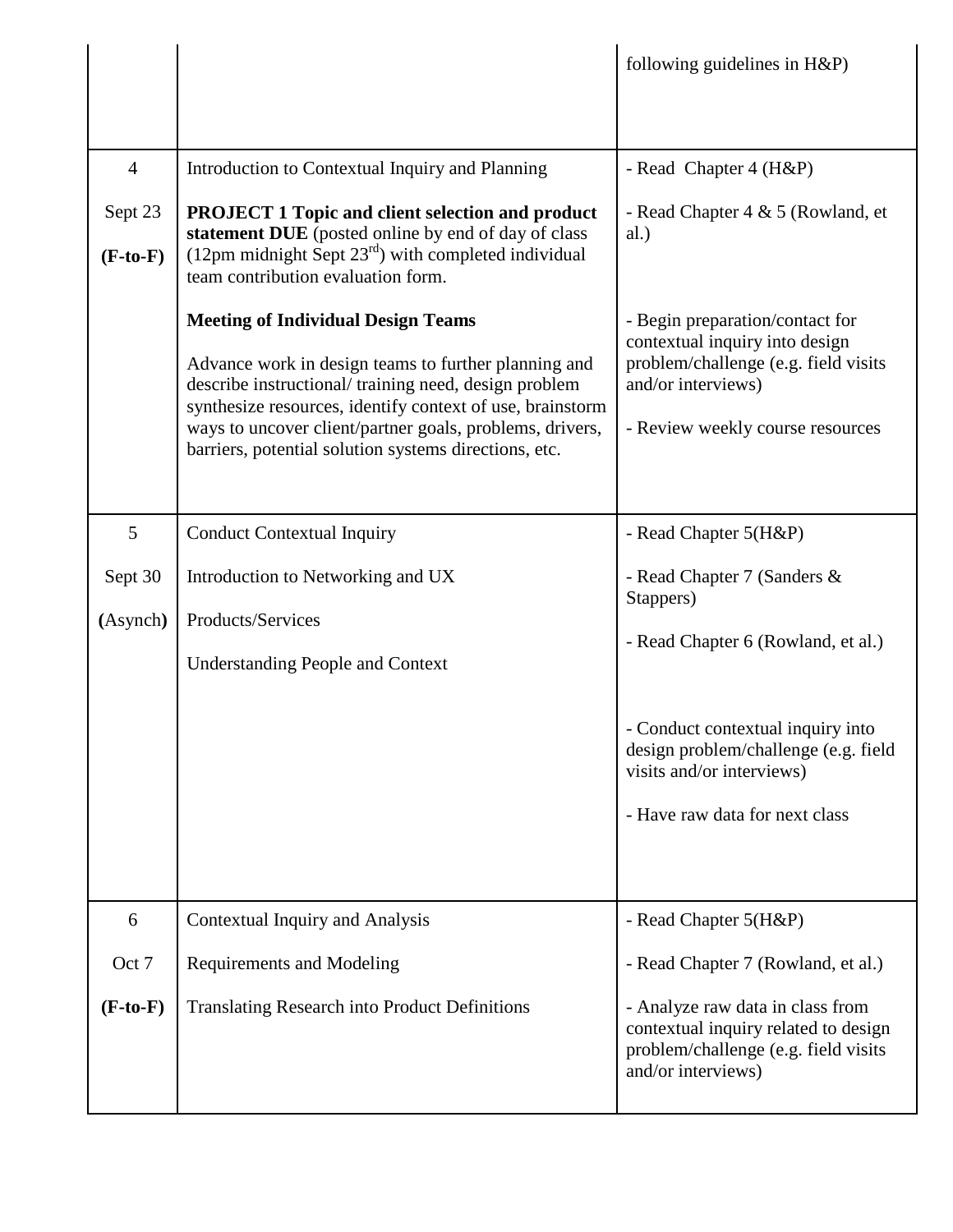| | | |
|---|---|---|
| | | following guidelines in H&P) |
| 4<br><br>Sept 23<br><br>**(F-to-F)** | Introduction to Contextual Inquiry and Planning<br><br>**PROJECT 1 Topic and client selection and product statement DUE** (posted online by end of day of class (12pm midnight Sept 23rd) with completed individual team contribution evaluation form.<br><br>**Meeting of Individual Design Teams**<br><br>Advance work in design teams to further planning and describe instructional/ training need, design problem synthesize resources, identify context of use, brainstorm ways to uncover client/partner goals, problems, drivers, barriers, potential solution systems directions, etc. | - Read Chapter 4 (H&P)<br><br>- Read Chapter 4 & 5 (Rowland, et al.)<br><br>- Begin preparation/contact for contextual inquiry into design problem/challenge (e.g. field visits and/or interviews)<br><br>- Review weekly course resources |
| 5<br><br>Sept 30<br><br>**(**Asynch**)** | Conduct Contextual Inquiry<br><br>Introduction to Networking and UX<br><br>Products/Services<br><br>Understanding People and Context | - Read Chapter 5(H&P)<br><br>- Read Chapter 7 (Sanders & Stappers)<br><br>- Read Chapter 6 (Rowland, et al.)<br><br>- Conduct contextual inquiry into design problem/challenge (e.g. field visits and/or interviews)<br><br>- Have raw data for next class |
| 6<br><br>Oct 7<br><br>**(F-to-F)** | Contextual Inquiry and Analysis<br><br>Requirements and Modeling<br><br>Translating Research into Product Definitions | - Read Chapter 5(H&P)<br><br>- Read Chapter 7 (Rowland, et al.)<br><br>- Analyze raw data in class from contextual inquiry related to design problem/challenge (e.g. field visits and/or interviews) |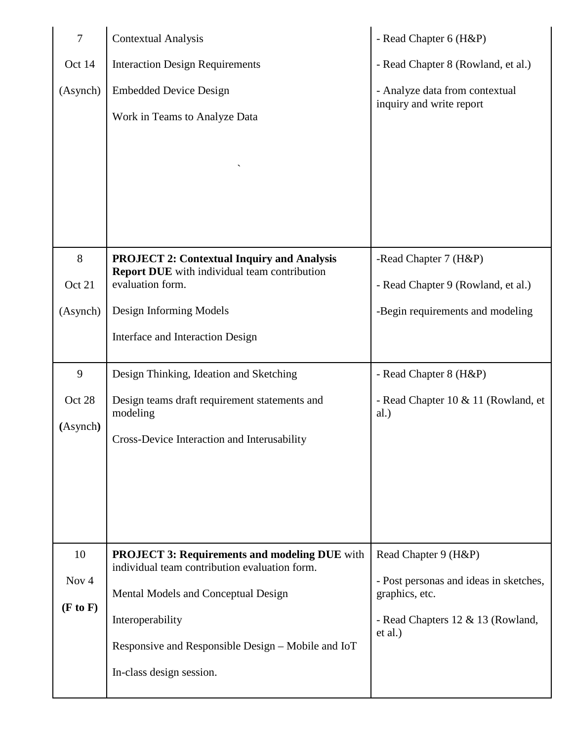| | | |
|---|---|---|
| 7<br><br>Oct 14<br><br>(Asynch) | Contextual Analysis<br><br>Interaction Design Requirements<br><br>Embedded Device Design<br><br>Work in Teams to Analyze Data<br><br>` | - Read Chapter 6 (H&P)<br><br>- Read Chapter 8 (Rowland, et al.)<br><br>- Analyze data from contextual inquiry and write report |
| 8<br><br>Oct 21<br><br>(Asynch) | **PROJECT 2: Contextual Inquiry and Analysis Report DUE** with individual team contribution evaluation form.<br><br>Design Informing Models<br><br>Interface and Interaction Design | -Read Chapter 7 (H&P)<br><br>- Read Chapter 9 (Rowland, et al.)<br><br>-Begin requirements and modeling |
| 9<br><br>Oct 28<br><br>**(**Asynch**)** | Design Thinking, Ideation and Sketching<br><br>Design teams draft requirement statements and modeling<br><br>Cross-Device Interaction and Interusability | - Read Chapter 8 (H&P)<br><br>- Read Chapter 10 & 11 (Rowland, et al.) |
| 10<br><br>Nov 4<br><br>**(F to F)** | **PROJECT 3: Requirements and modeling DUE** with individual team contribution evaluation form.<br><br>Mental Models and Conceptual Design<br><br>Interoperability<br><br>Responsive and Responsible Design – Mobile and IoT<br><br>In-class design session. | Read Chapter 9 (H&P)<br><br>- Post personas and ideas in sketches, graphics, etc.<br><br>- Read Chapters 12 & 13 (Rowland, et al.) |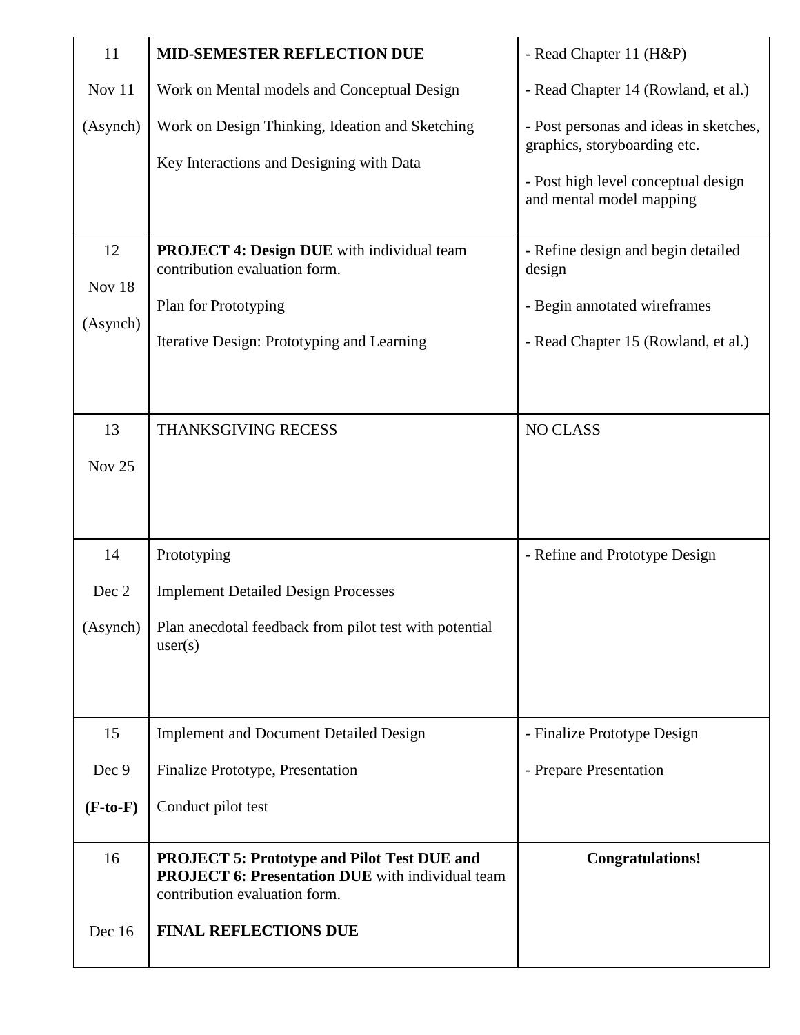| | | |
|---|---|---|
| 11<br><br>Nov 11<br><br>(Asynch) | **MID-SEMESTER REFLECTION DUE**<br><br>Work on Mental models and Conceptual Design<br><br>Work on Design Thinking, Ideation and Sketching<br><br>Key Interactions and Designing with Data | - Read Chapter 11 (H&P)<br><br>- Read Chapter 14 (Rowland, et al.)<br><br>- Post personas and ideas in sketches, graphics, storyboarding etc.<br><br>- Post high level conceptual design and mental model mapping |
| 12<br><br>Nov 18<br><br>(Asynch) | **PROJECT 4: Design DUE** with individual team contribution evaluation form.<br><br>Plan for Prototyping<br><br>Iterative Design: Prototyping and Learning | - Refine design and begin detailed design<br><br>- Begin annotated wireframes<br><br>- Read Chapter 15 (Rowland, et al.) |
| 13<br><br>Nov 25 | THANKSGIVING RECESS | NO CLASS |
| 14<br><br>Dec 2<br><br>(Asynch) | Prototyping<br><br>Implement Detailed Design Processes<br><br>Plan anecdotal feedback from pilot test with potential user(s) | - Refine and Prototype Design |
| 15<br><br>Dec 9<br><br>**(F-to-F)** | Implement and Document Detailed Design<br><br>Finalize Prototype, Presentation<br><br>Conduct pilot test | - Finalize Prototype Design<br><br>- Prepare Presentation |
| 16<br><br>Dec 16 | **PROJECT 5: Prototype and Pilot Test DUE and PROJECT 6: Presentation DUE** with individual team contribution evaluation form.<br><br>**FINAL REFLECTIONS DUE** | **Congratulations!** |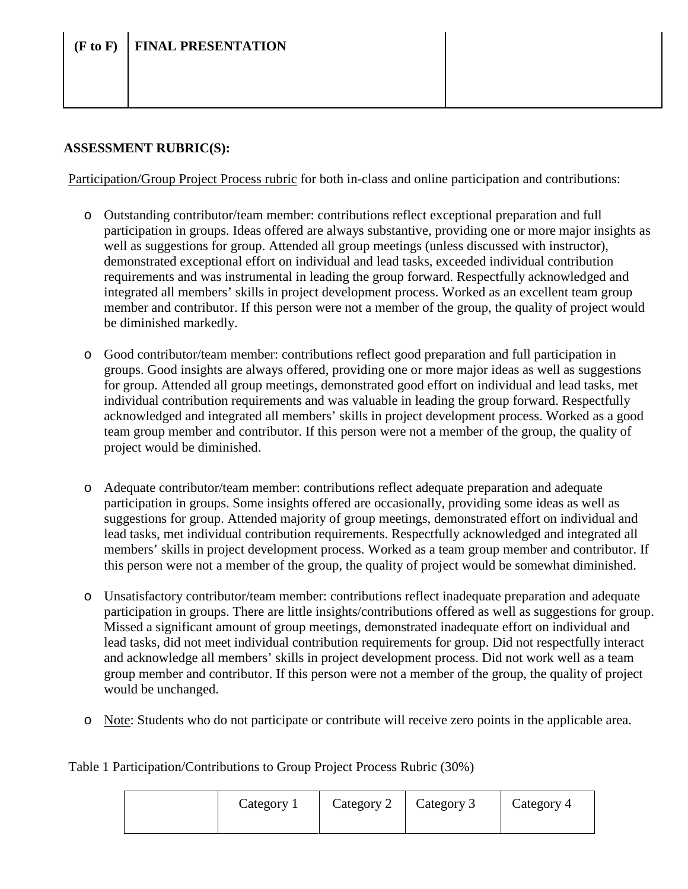| (F to F) | FINAL PRESENTATION | |
|---|---|---|

**ASSESSMENT RUBRIC(S):**

Participation/Group Project Process rubric for both in-class and online participation and contributions:

- Outstanding contributor/team member: contributions reflect exceptional preparation and full participation in groups. Ideas offered are always substantive, providing one or more major insights as well as suggestions for group. Attended all group meetings (unless discussed with instructor), demonstrated exceptional effort on individual and lead tasks, exceeded individual contribution requirements and was instrumental in leading the group forward. Respectfully acknowledged and integrated all members' skills in project development process. Worked as an excellent team group member and contributor. If this person were not a member of the group, the quality of project would be diminished markedly.

- Good contributor/team member: contributions reflect good preparation and full participation in groups. Good insights are always offered, providing one or more major ideas as well as suggestions for group. Attended all group meetings, demonstrated good effort on individual and lead tasks, met individual contribution requirements and was valuable in leading the group forward. Respectfully acknowledged and integrated all members' skills in project development process. Worked as a good team group member and contributor. If this person were not a member of the group, the quality of project would be diminished.

- Adequate contributor/team member: contributions reflect adequate preparation and adequate participation in groups. Some insights offered are occasionally, providing some ideas as well as suggestions for group. Attended majority of group meetings, demonstrated effort on individual and lead tasks, met individual contribution requirements. Respectfully acknowledged and integrated all members' skills in project development process. Worked as a team group member and contributor. If this person were not a member of the group, the quality of project would be somewhat diminished.

- Unsatisfactory contributor/team member: contributions reflect inadequate preparation and adequate participation in groups. There are little insights/contributions offered as well as suggestions for group. Missed a significant amount of group meetings, demonstrated inadequate effort on individual and lead tasks, did not meet individual contribution requirements for group. Did not respectfully interact and acknowledge all members' skills in project development process. Did not work well as a team group member and contributor. If this person were not a member of the group, the quality of project would be unchanged.

- Note: Students who do not participate or contribute will receive zero points in the applicable area.

Table 1 Participation/Contributions to Group Project Process Rubric (30%)

| | Category 1 | Category 2 | Category 3 | Category 4 |
|---|---|---|---|---|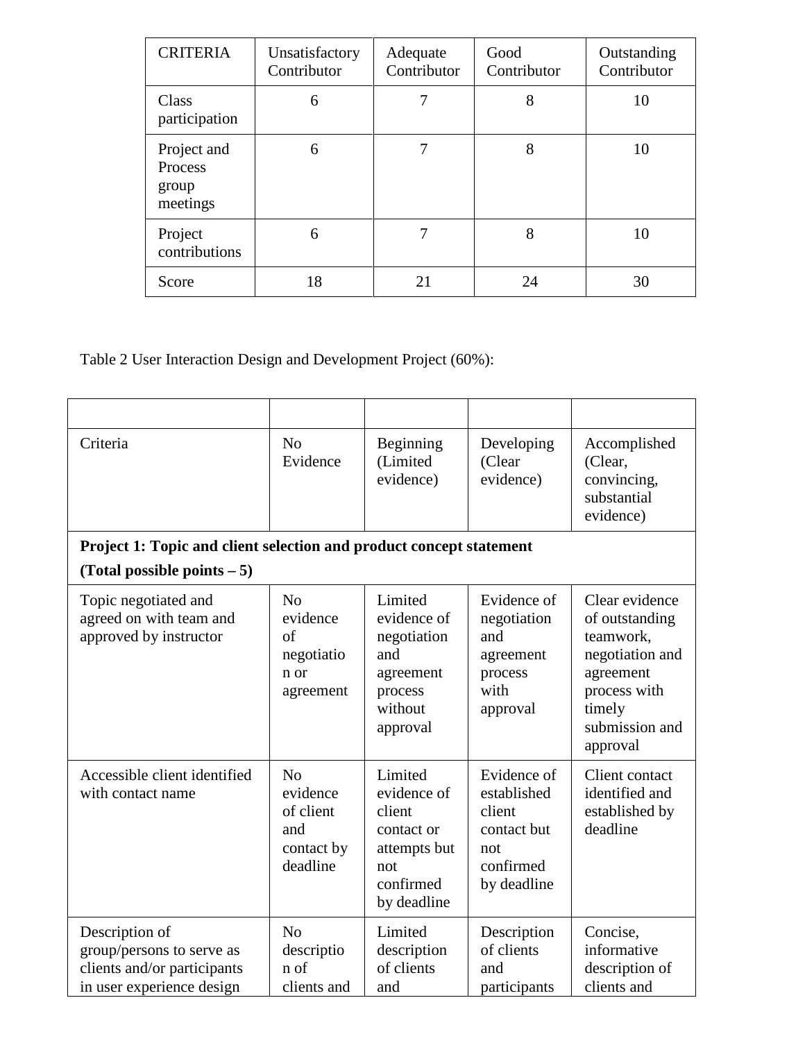| CRITERIA | Unsatisfactory Contributor | Adequate Contributor | Good Contributor | Outstanding Contributor |
|---|---|---|---|---|
| Class participation | 6 | 7 | 8 | 10 |
| Project and Process group meetings | 6 | 7 | 8 | 10 |
| Project contributions | 6 | 7 | 8 | 10 |
| Score | 18 | 21 | 24 | 30 |

Table 2 User Interaction Design and Development Project (60%):

| | | | | |
|---|---|---|---|---|
| Criteria | No Evidence | Beginning (Limited evidence) | Developing (Clear evidence) | Accomplished (Clear, convincing, substantial evidence) |
| **Project 1: Topic and client selection and product concept statement (Total possible points – 5)** | | | | |
| Topic negotiated and agreed on with team and approved by instructor | No evidence of negotiation or agreement | Limited evidence of negotiation and agreement process without approval | Evidence of negotiation and agreement process with approval | Clear evidence of outstanding teamwork, negotiation and agreement process with timely submission and approval |
| Accessible client identified with contact name | No evidence of client and contact by deadline | Limited evidence of client contact or attempts but not confirmed by deadline | Evidence of established client contact but not confirmed by deadline | Client contact identified and established by deadline |
| Description of group/persons to serve as clients and/or participants in user experience design | No description of clients and | Limited description of clients and | Description of clients and participants | Concise, informative description of clients and |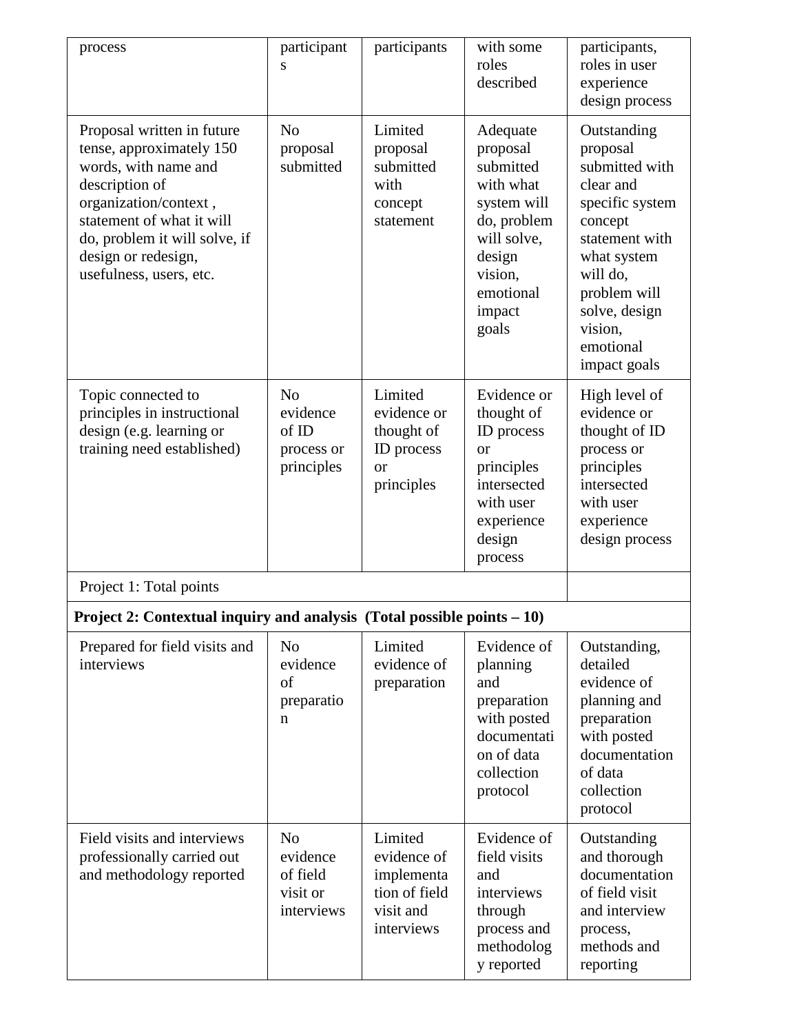| | | | | |
|---|---|---|---|---|
| process | participants | participants | with some roles described | participants, roles in user experience design process |
| Proposal written in future tense, approximately 150 words, with name and description of organization/context , statement of what it will do, problem it will solve, if design or redesign, usefulness, users, etc. | No proposal submitted | Limited proposal submitted with concept statement | Adequate proposal submitted with what system will do, problem will solve, design vision, emotional impact goals | Outstanding proposal submitted with clear and specific system concept statement with what system will do, problem will solve, design vision, emotional impact goals |
| Topic connected to principles in instructional design (e.g. learning or training need established) | No evidence of ID process or principles | Limited evidence or thought of ID process or principles | Evidence or thought of ID process or principles intersected with user experience design process | High level of evidence or thought of ID process or principles intersected with user experience design process |
| Project 1: Total points | | | | |
| **Project 2: Contextual inquiry and analysis (Total possible points – 10)** | | | | |
| Prepared for field visits and interviews | No evidence of preparation | Limited evidence of preparation | Evidence of planning and preparation with posted documentation of data collection protocol | Outstanding, detailed evidence of planning and preparation with posted documentation of data collection protocol |
| Field visits and interviews professionally carried out and methodology reported | No evidence of field visit or interviews | Limited evidence of implementation of field visit and interviews | Evidence of field visits and interviews through process and methodology reported | Outstanding and thorough documentation of field visit and interview process, methods and reporting |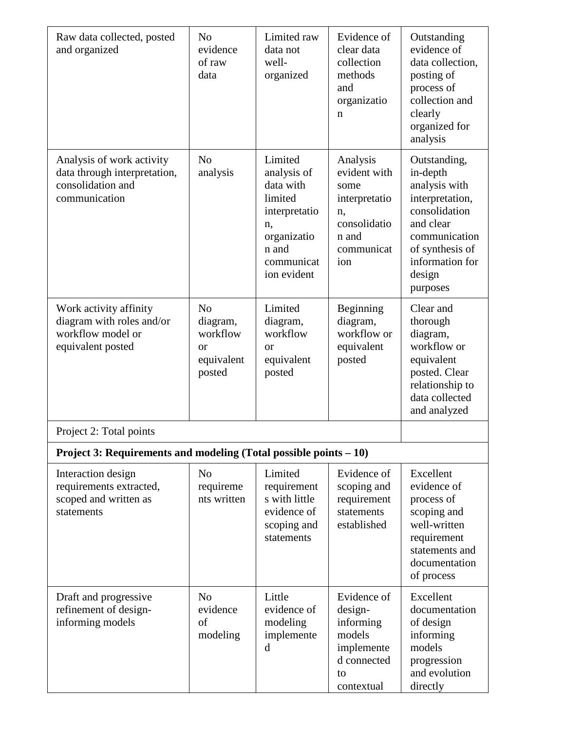| | | | | |
|---|---|---|---|---|
| Raw data collected, posted and organized | No evidence of raw data | Limited raw data not well-organized | Evidence of clear data collection methods and organization | Outstanding evidence of data collection, posting of process of collection and clearly organized for analysis |
| Analysis of work activity data through interpretation, consolidation and communication | No analysis | Limited analysis of data with limited interpretation, organization and communication evident | Analysis evident with some interpretation, consolidation and communication | Outstanding, in-depth analysis with interpretation, consolidation and clear communication of synthesis of information for design purposes |
| Work activity affinity diagram with roles and/or workflow model or equivalent posted | No diagram, workflow or equivalent posted | Limited diagram, workflow or equivalent posted | Beginning diagram, workflow or equivalent posted | Clear and thorough diagram, workflow or equivalent posted. Clear relationship to data collected and analyzed |
| Project 2: Total points | | | | |
| **Project 3: Requirements and modeling (Total possible points – 10)** | | | | |
| Interaction design requirements extracted, scoped and written as statements | No requirements written | Limited requirements with little evidence of scoping and statements | Evidence of scoping and requirement statements established | Excellent evidence of process of scoping and well-written requirement statements and documentation of process |
| Draft and progressive refinement of design-informing models | No evidence of modeling | Little evidence of modeling implemented | Evidence of design-informing models implemented connected to contextual | Excellent documentation of design informing models progression and evolution directly |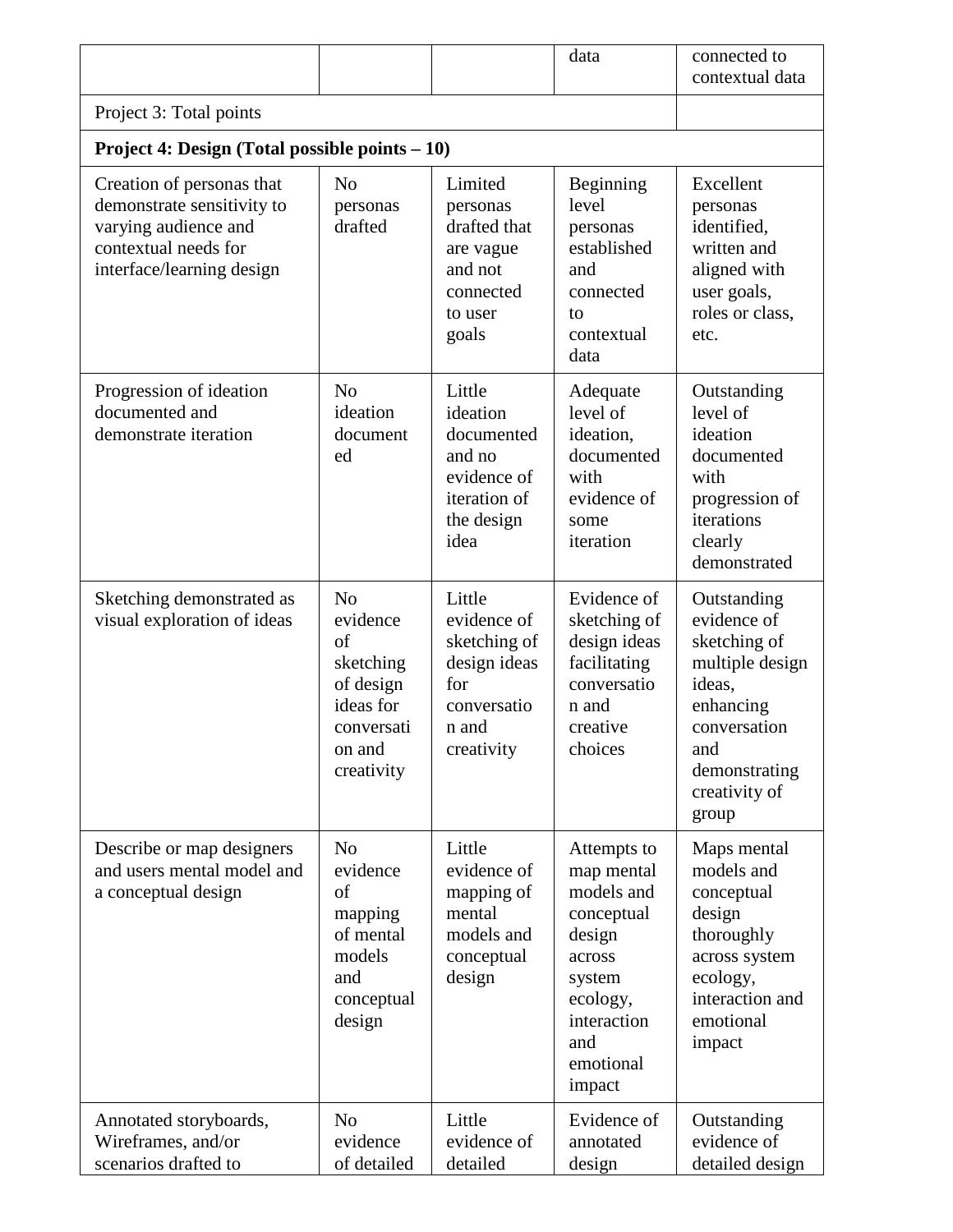| | | | | |
|---|---|---|---|---|
| | | | data | connected to contextual data |
| Project 3: Total points | | | | |
| **Project 4: Design (Total possible points – 10)** | | | | |
| Creation of personas that demonstrate sensitivity to varying audience and contextual needs for interface/learning design | No personas drafted | Limited personas drafted that are vague and not connected to user goals | Beginning level personas established and connected to contextual data | Excellent personas identified, written and aligned with user goals, roles or class, etc. |
| Progression of ideation documented and demonstrate iteration | No ideation documented | Little ideation documented and no evidence of iteration of the design idea | Adequate level of ideation, documented with evidence of some iteration | Outstanding level of ideation documented with progression of iterations clearly demonstrated |
| Sketching demonstrated as visual exploration of ideas | No evidence of sketching of design ideas for conversation and creativity | Little evidence of sketching of design ideas for conversation and creativity | Evidence of sketching of design ideas facilitating conversation and creative choices | Outstanding evidence of sketching of multiple design ideas, enhancing conversation and demonstrating creativity of group |
| Describe or map designers and users mental model and a conceptual design | No evidence of mapping of mental models and conceptual design | Little evidence of mapping of mental models and conceptual design | Attempts to map mental models and conceptual design across system ecology, interaction and emotional impact | Maps mental models and conceptual design thoroughly across system ecology, interaction and emotional impact |
| Annotated storyboards, Wireframes, and/or scenarios drafted to | No evidence of detailed | Little evidence of detailed | Evidence of annotated design | Outstanding evidence of detailed design |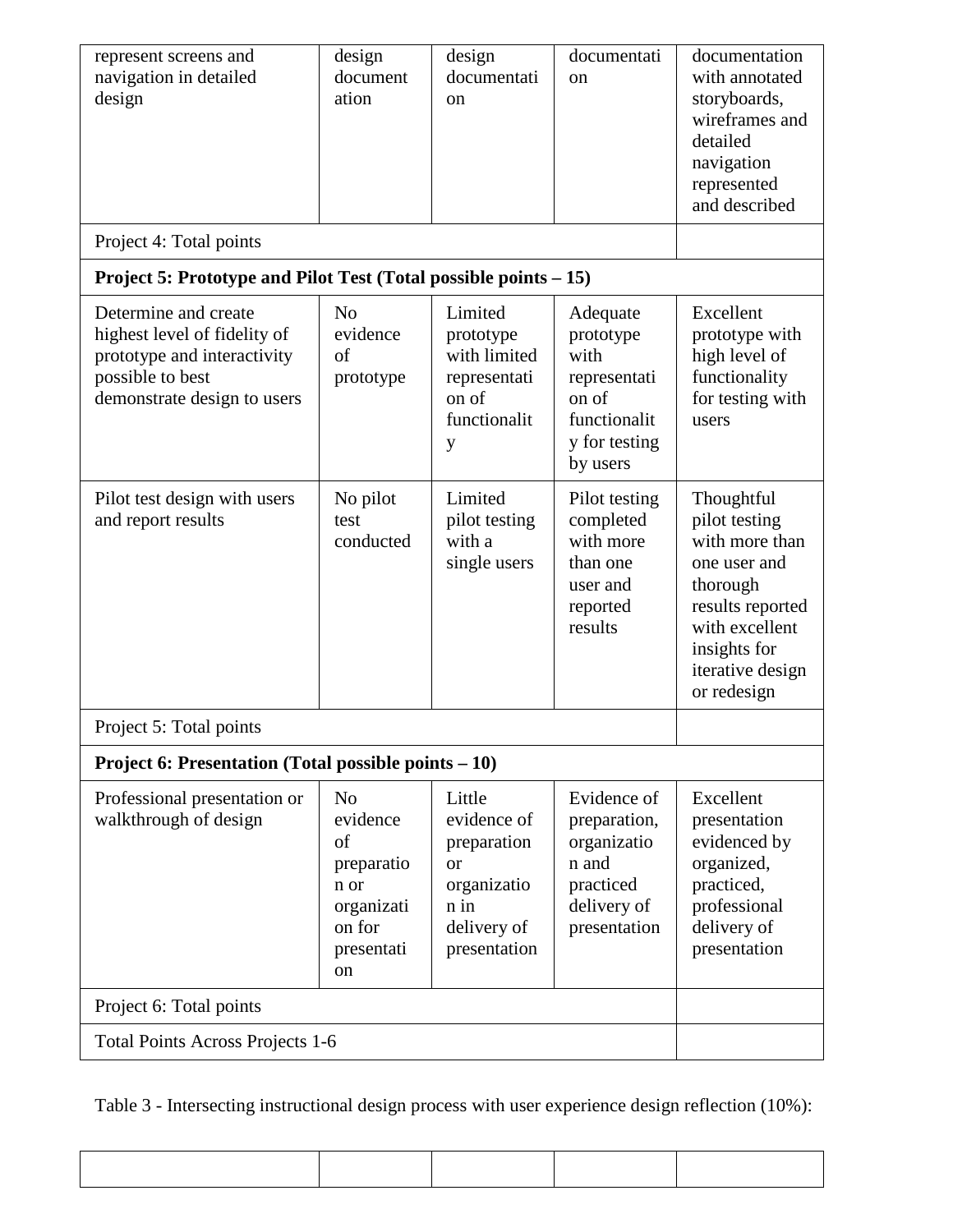| represent screens and navigation in detailed design | design documentation | design documentation | documentation | documentation with annotated storyboards, wireframes and detailed navigation represented and described |
|---|---|---|---|---|
| Project 4: Total points | | | | |
| **Project 5: Prototype and Pilot Test (Total possible points – 15)** | | | | |
| Determine and create highest level of fidelity of prototype and interactivity possible to best demonstrate design to users | No evidence of prototype | Limited prototype with limited representation of functionality | Adequate prototype with representation of functionality for testing by users | Excellent prototype with high level of functionality for testing with users |
| Pilot test design with users and report results | No pilot test conducted | Limited pilot testing with a single users | Pilot testing completed with more than one user and reported results | Thoughtful pilot testing with more than one user and thorough results reported with excellent insights for iterative design or redesign |
| Project 5: Total points | | | | |
| **Project 6: Presentation (Total possible points – 10)** | | | | |
| Professional presentation or walkthrough of design | No evidence of preparation or organization for presentation | Little evidence of preparation or organization in delivery of presentation | Evidence of preparation, organization and practiced delivery of presentation | Excellent presentation evidenced by organized, practiced, professional delivery of presentation |
| Project 6: Total points | | | | |
| Total Points Across Projects 1-6 | | | | |

Table 3 - Intersecting instructional design process with user experience design reflection (10%):

| | | | | |
|---|---|---|---|---|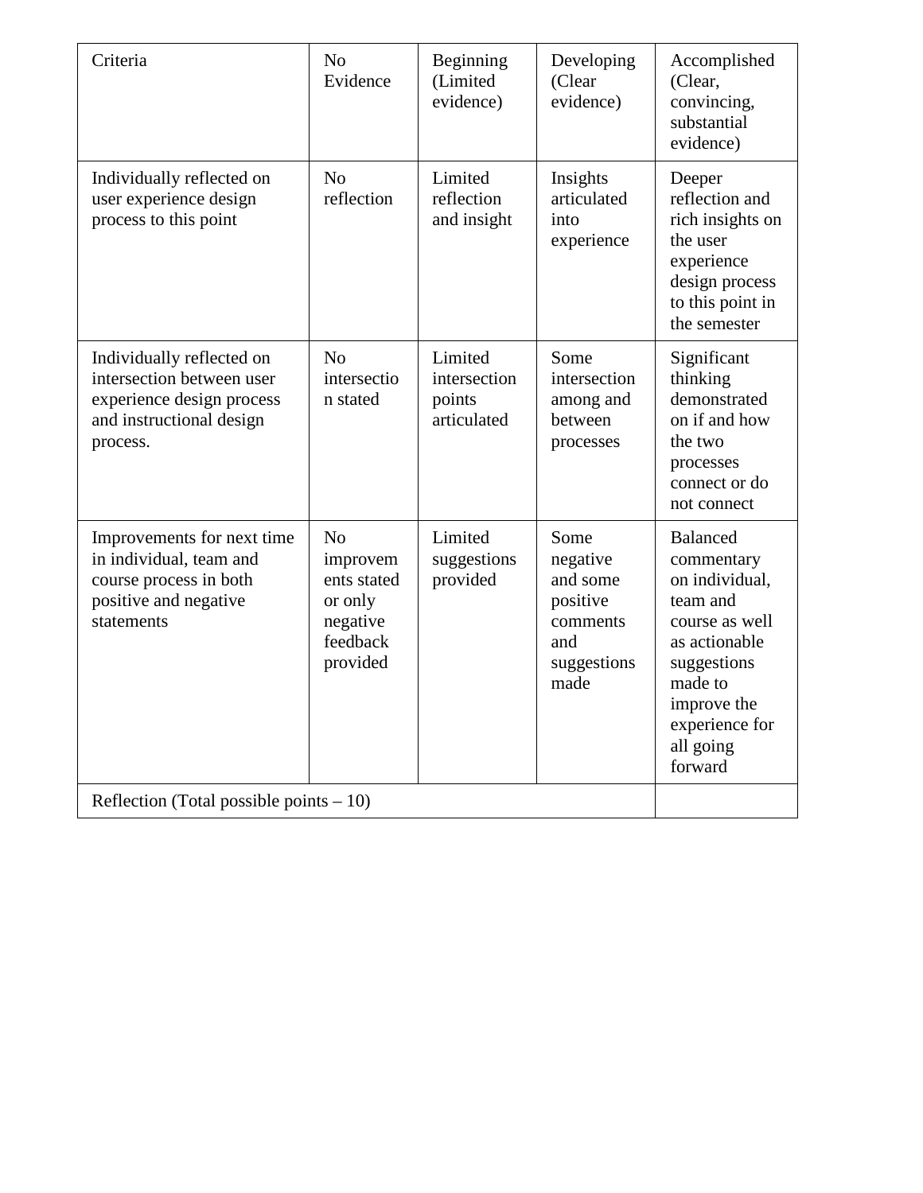| Criteria | No Evidence | Beginning (Limited evidence) | Developing (Clear evidence) | Accomplished (Clear, convincing, substantial evidence) |
| --- | --- | --- | --- | --- |
| Individually reflected on user experience design process to this point | No reflection | Limited reflection and insight | Insights articulated into experience | Deeper reflection and rich insights on the user experience design process to this point in the semester |
| Individually reflected on intersection between user experience design process and instructional design process. | No intersection stated | Limited intersection points articulated | Some intersection among and between processes | Significant thinking demonstrated on if and how the two processes connect or do not connect |
| Improvements for next time in individual, team and course process in both positive and negative statements | No improvements stated or only negative feedback provided | Limited suggestions provided | Some negative and some positive comments and suggestions made | Balanced commentary on individual, team and course as well as actionable suggestions made to improve the experience for all going forward |
| Reflection (Total possible points – 10) | | | | |